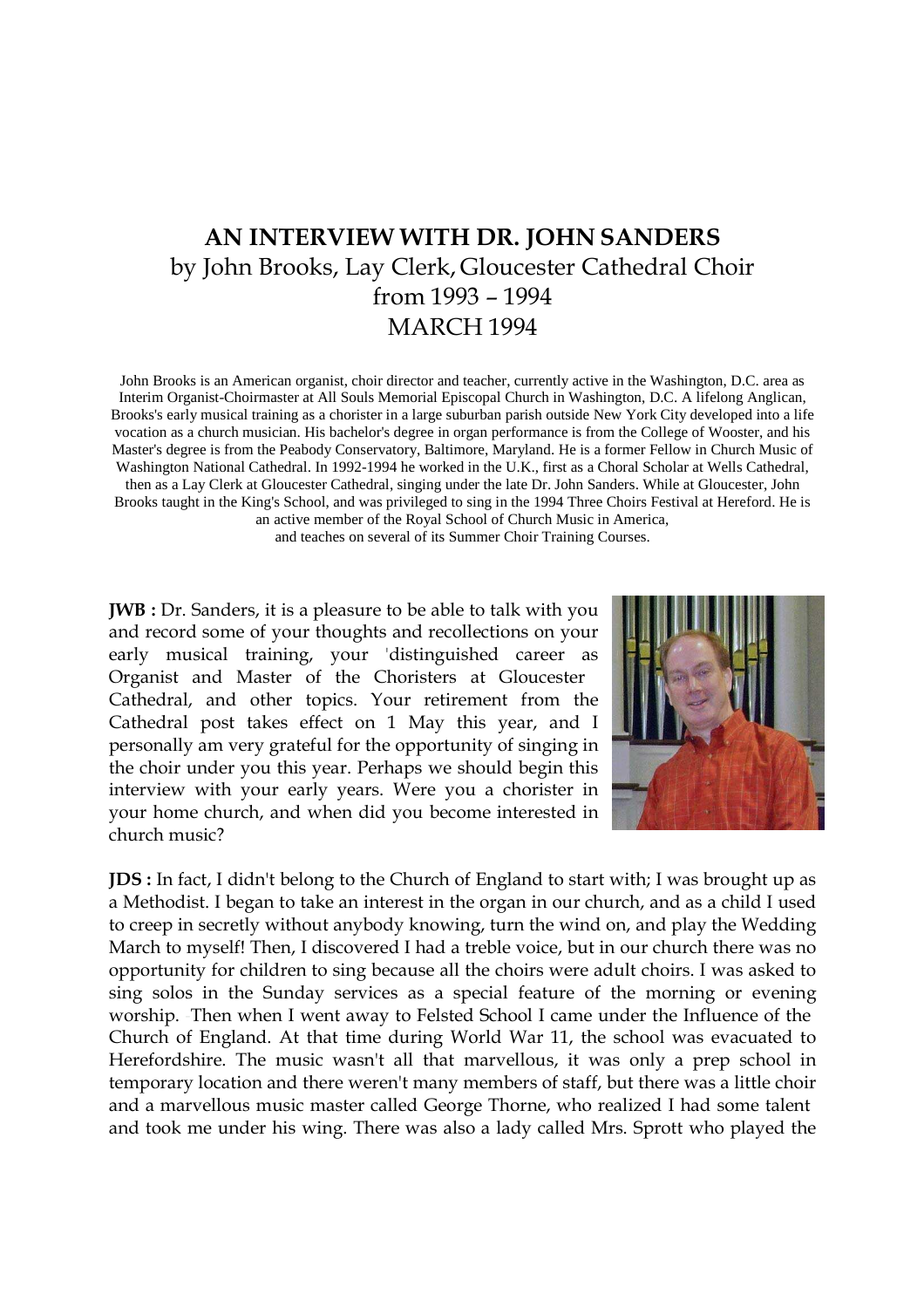# AN INTERVIEW WITH DR. JOHN SANDERS

by John Brooks, Lay Clerk, Gloucester Cathedral Choir
from 1993 – 1994
MARCH 1994

John Brooks is an American organist, choir director and teacher, currently active in the Washington, D.C. area as Interim Organist-Choirmaster at All Souls Memorial Episcopal Church in Washington, D.C. A lifelong Anglican, Brooks's early musical training as a chorister in a large suburban parish outside New York City developed into a life vocation as a church musician. His bachelor's degree in organ performance is from the College of Wooster, and his Master's degree is from the Peabody Conservatory, Baltimore, Maryland. He is a former Fellow in Church Music of Washington National Cathedral. In 1992-1994 he worked in the U.K., first as a Choral Scholar at Wells Cathedral, then as a Lay Clerk at Gloucester Cathedral, singing under the late Dr. John Sanders. While at Gloucester, John Brooks taught in the King's School, and was privileged to sing in the 1994 Three Choirs Festival at Hereford. He is an active member of the Royal School of Church Music in America, and teaches on several of its Summer Choir Training Courses.

**JWB :** Dr. Sanders, it is a pleasure to be able to talk with you and record some of your thoughts and recollections on your early musical training, your 'distinguished career as Organist and Master of the Choristers at Gloucester Cathedral, and other topics. Your retirement from the Cathedral post takes effect on 1 May this year, and I personally am very grateful for the opportunity of singing in the choir under you this year. Perhaps we should begin this interview with your early years. Were you a chorister in your home church, and when did you become interested in church music?

**JDS :** In fact, I didn't belong to the Church of England to start with; I was brought up as a Methodist. I began to take an interest in the organ in our church, and as a child I used to creep in secretly without anybody knowing, turn the wind on, and play the Wedding March to myself! Then, I discovered I had a treble voice, but in our church there was no opportunity for children to sing because all the choirs were adult choirs. I was asked to sing solos in the Sunday services as a special feature of the morning or evening worship. Then when I went away to Felsted School I came under the Influence of the Church of England. At that time during World War 11, the school was evacuated to Herefordshire. The music wasn't all that marvellous, it was only a prep school in temporary location and there weren't many members of staff, but there was a little choir and a marvellous music master called George Thorne, who realized I had some talent and took me under his wing. There was also a lady called Mrs. Sprott who played the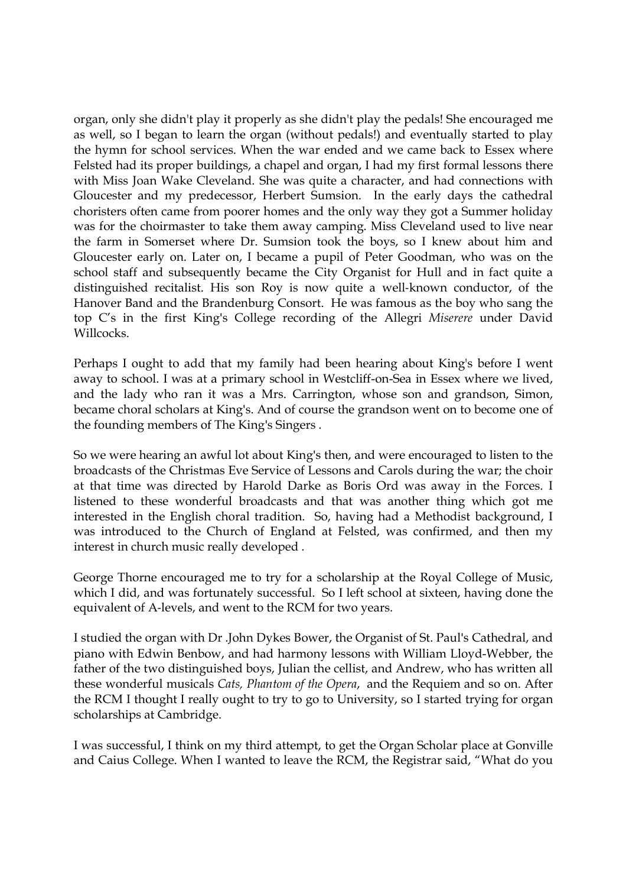organ, only she didn't play it properly as she didn't play the pedals! She encouraged me as well, so I began to learn the organ (without pedals!) and eventually started to play the hymn for school services. When the war ended and we came back to Essex where Felsted had its proper buildings, a chapel and organ, I had my first formal lessons there with Miss Joan Wake Cleveland. She was quite a character, and had connections with Gloucester and my predecessor, Herbert Sumsion. In the early days the cathedral choristers often came from poorer homes and the only way they got a Summer holiday was for the choirmaster to take them away camping. Miss Cleveland used to live near the farm in Somerset where Dr. Sumsion took the boys, so I knew about him and Gloucester early on. Later on, I became a pupil of Peter Goodman, who was on the school staff and subsequently became the City Organist for Hull and in fact quite a distinguished recitalist. His son Roy is now quite a well-known conductor, of the Hanover Band and the Brandenburg Consort. He was famous as the boy who sang the top C's in the first King's College recording of the Allegri *Miserere* under David Willcocks.

Perhaps I ought to add that my family had been hearing about King's before I went away to school. I was at a primary school in Westcliff-on-Sea in Essex where we lived, and the lady who ran it was a Mrs. Carrington, whose son and grandson, Simon, became choral scholars at King's. And of course the grandson went on to become one of the founding members of The King's Singers .

So we were hearing an awful lot about King's then, and were encouraged to listen to the broadcasts of the Christmas Eve Service of Lessons and Carols during the war; the choir at that time was directed by Harold Darke as Boris Ord was away in the Forces. I listened to these wonderful broadcasts and that was another thing which got me interested in the English choral tradition. So, having had a Methodist background, I was introduced to the Church of England at Felsted, was confirmed, and then my interest in church music really developed .

George Thorne encouraged me to try for a scholarship at the Royal College of Music, which I did, and was fortunately successful. So I left school at sixteen, having done the equivalent of A-levels, and went to the RCM for two years.

I studied the organ with Dr .John Dykes Bower, the Organist of St. Paul's Cathedral, and piano with Edwin Benbow, and had harmony lessons with William Lloyd-Webber, the father of the two distinguished boys, Julian the cellist, and Andrew, who has written all these wonderful musicals *Cats, Phantom of the Opera*, and the Requiem and so on. After the RCM I thought I really ought to try to go to University, so I started trying for organ scholarships at Cambridge.

I was successful, I think on my third attempt, to get the Organ Scholar place at Gonville and Caius College. When I wanted to leave the RCM, the Registrar said, "What do you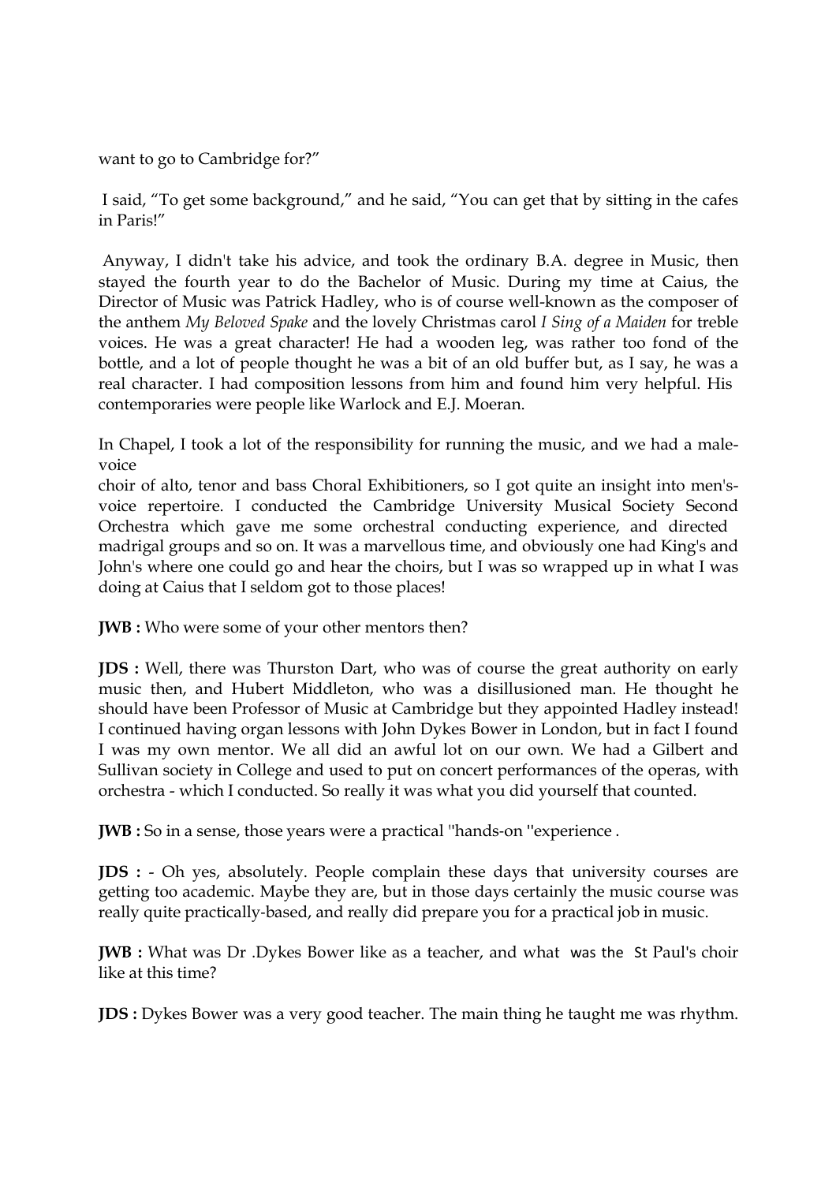want to go to Cambridge for?”

I said, “To get some background,” and he said, “You can get that by sitting in the cafes in Paris!”

Anyway, I didn't take his advice, and took the ordinary B.A. degree in Music, then stayed the fourth year to do the Bachelor of Music. During my time at Caius, the Director of Music was Patrick Hadley, who is of course well-known as the composer of the anthem *My Beloved Spake* and the lovely Christmas carol *I Sing of a Maiden* for treble voices. He was a great character! He had a wooden leg, was rather too fond of the bottle, and a lot of people thought he was a bit of an old buffer but, as I say, he was a real character. I had composition lessons from him and found him very helpful. His contemporaries were people like Warlock and E.J. Moeran.

In Chapel, I took a lot of the responsibility for running the music, and we had a male-voice choir of alto, tenor and bass Choral Exhibitioners, so I got quite an insight into men's-voice repertoire. I conducted the Cambridge University Musical Society Second Orchestra which gave me some orchestral conducting experience, and directed madrigal groups and so on. It was a marvellous time, and obviously one had King's and John's where one could go and hear the choirs, but I was so wrapped up in what I was doing at Caius that I seldom got to those places!

**JWB :** Who were some of your other mentors then?

**JDS :** Well, there was Thurston Dart, who was of course the great authority on early music then, and Hubert Middleton, who was a disillusioned man. He thought he should have been Professor of Music at Cambridge but they appointed Hadley instead! I continued having organ lessons with John Dykes Bower in London, but in fact I found I was my own mentor. We all did an awful lot on our own. We had a Gilbert and Sullivan society in College and used to put on concert performances of the operas, with orchestra - which I conducted. So really it was what you did yourself that counted.

**JWB :** So in a sense, those years were a practical "hands-on "experience .

**JDS :** - Oh yes, absolutely. People complain these days that university courses are getting too academic. Maybe they are, but in those days certainly the music course was really quite practically-based, and really did prepare you for a practical job in music.

**JWB :** What was Dr .Dykes Bower like as a teacher, and what was the St Paul's choir like at this time?

**JDS :** Dykes Bower was a very good teacher. The main thing he taught me was rhythm.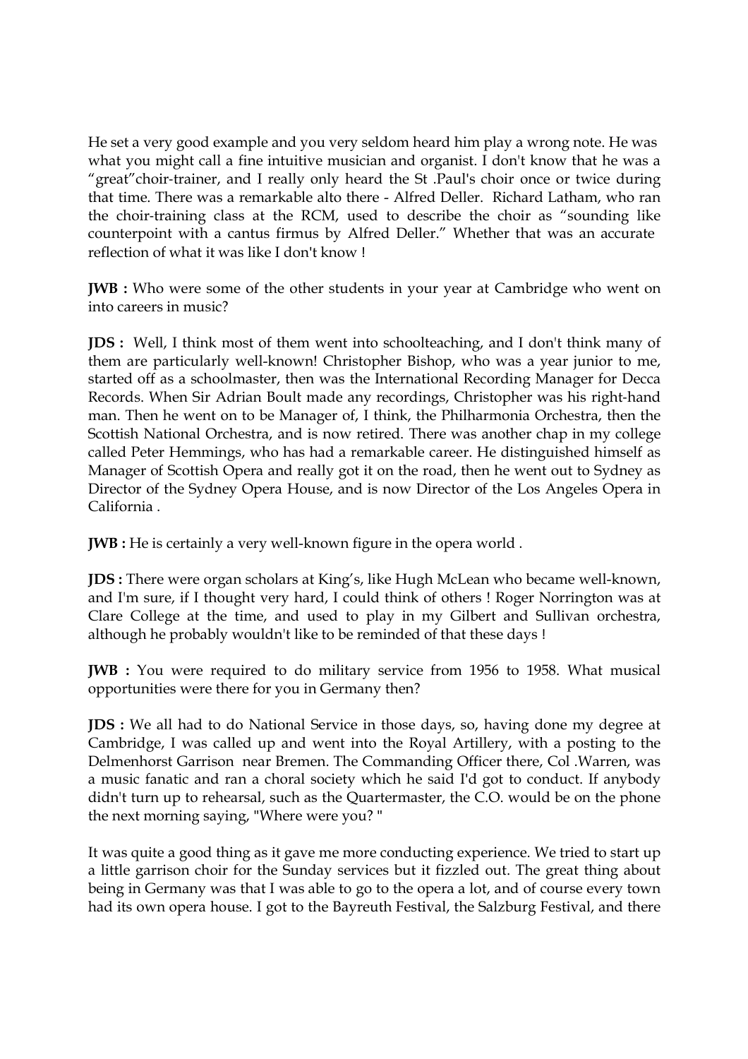He set a very good example and you very seldom heard him play a wrong note. He was what you might call a fine intuitive musician and organist. I don't know that he was a "great"choir-trainer, and I really only heard the St .Paul's choir once or twice during that time. There was a remarkable alto there - Alfred Deller. Richard Latham, who ran the choir-training class at the RCM, used to describe the choir as "sounding like counterpoint with a cantus firmus by Alfred Deller." Whether that was an accurate reflection of what it was like I don't know !

**JWB :** Who were some of the other students in your year at Cambridge who went on into careers in music?

**JDS :** Well, I think most of them went into schoolteaching, and I don't think many of them are particularly well-known! Christopher Bishop, who was a year junior to me, started off as a schoolmaster, then was the International Recording Manager for Decca Records. When Sir Adrian Boult made any recordings, Christopher was his right-hand man. Then he went on to be Manager of, I think, the Philharmonia Orchestra, then the Scottish National Orchestra, and is now retired. There was another chap in my college called Peter Hemmings, who has had a remarkable career. He distinguished himself as Manager of Scottish Opera and really got it on the road, then he went out to Sydney as Director of the Sydney Opera House, and is now Director of the Los Angeles Opera in California .

**JWB :** He is certainly a very well-known figure in the opera world .

**JDS :** There were organ scholars at King's, like Hugh McLean who became well-known, and I'm sure, if I thought very hard, I could think of others ! Roger Norrington was at Clare College at the time, and used to play in my Gilbert and Sullivan orchestra, although he probably wouldn't like to be reminded of that these days !

**JWB :** You were required to do military service from 1956 to 1958. What musical opportunities were there for you in Germany then?

**JDS :** We all had to do National Service in those days, so, having done my degree at Cambridge, I was called up and went into the Royal Artillery, with a posting to the Delmenhorst Garrison near Bremen. The Commanding Officer there, Col .Warren, was a music fanatic and ran a choral society which he said I'd got to conduct. If anybody didn't turn up to rehearsal, such as the Quartermaster, the C.O. would be on the phone the next morning saying, "Where were you? "

It was quite a good thing as it gave me more conducting experience. We tried to start up a little garrison choir for the Sunday services but it fizzled out. The great thing about being in Germany was that I was able to go to the opera a lot, and of course every town had its own opera house. I got to the Bayreuth Festival, the Salzburg Festival, and there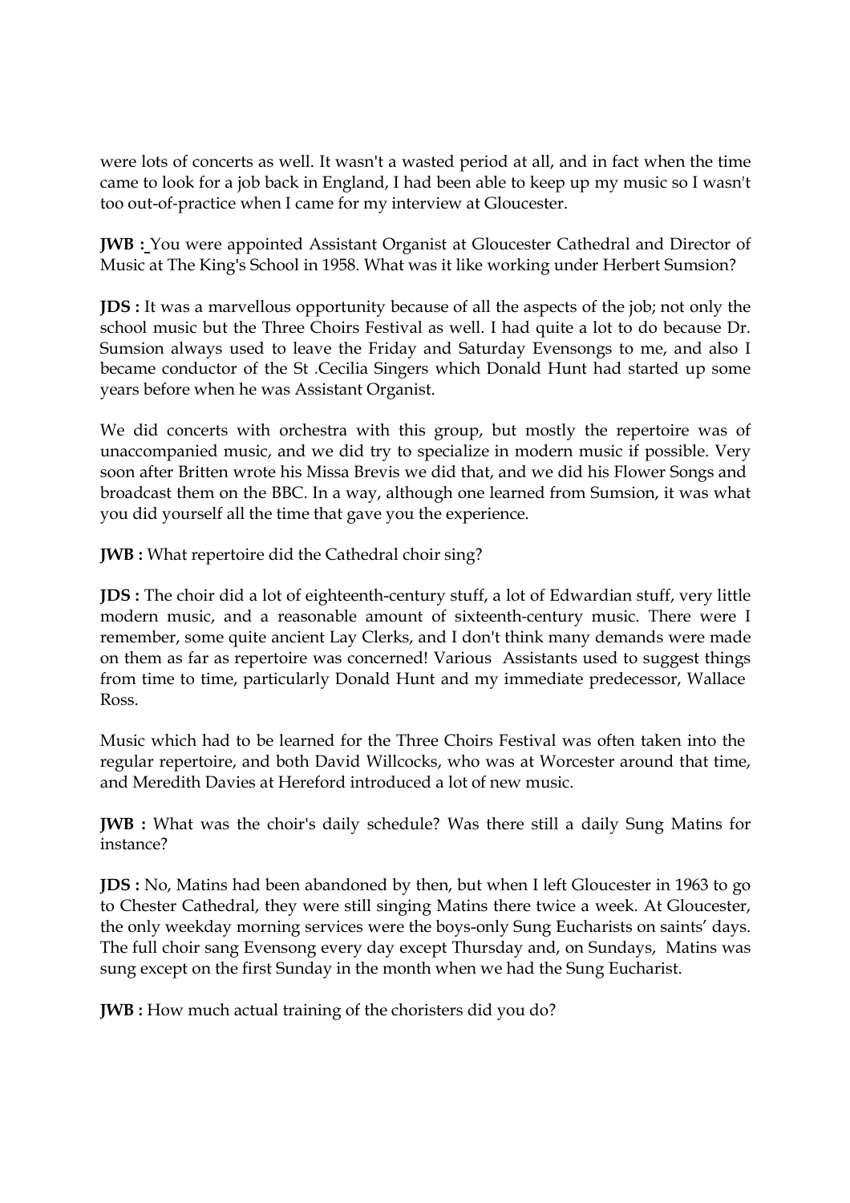were lots of concerts as well. It wasn't a wasted period at all, and in fact when the time came to look for a job back in England, I had been able to keep up my music so I wasn't too out-of-practice when I came for my interview at Gloucester.

**JWB :** You were appointed Assistant Organist at Gloucester Cathedral and Director of Music at The King's School in 1958. What was it like working under Herbert Sumsion?

**JDS :** It was a marvellous opportunity because of all the aspects of the job; not only the school music but the Three Choirs Festival as well. I had quite a lot to do because Dr. Sumsion always used to leave the Friday and Saturday Evensongs to me, and also I became conductor of the St .Cecilia Singers which Donald Hunt had started up some years before when he was Assistant Organist.

We did concerts with orchestra with this group, but mostly the repertoire was of unaccompanied music, and we did try to specialize in modern music if possible. Very soon after Britten wrote his Missa Brevis we did that, and we did his Flower Songs and broadcast them on the BBC. In a way, although one learned from Sumsion, it was what you did yourself all the time that gave you the experience.

**JWB :** What repertoire did the Cathedral choir sing?

**JDS :** The choir did a lot of eighteenth-century stuff, a lot of Edwardian stuff, very little modern music, and a reasonable amount of sixteenth-century music. There were I remember, some quite ancient Lay Clerks, and I don't think many demands were made on them as far as repertoire was concerned! Various Assistants used to suggest things from time to time, particularly Donald Hunt and my immediate predecessor, Wallace Ross.

Music which had to be learned for the Three Choirs Festival was often taken into the regular repertoire, and both David Willcocks, who was at Worcester around that time, and Meredith Davies at Hereford introduced a lot of new music.

**JWB :** What was the choir's daily schedule? Was there still a daily Sung Matins for instance?

**JDS :** No, Matins had been abandoned by then, but when I left Gloucester in 1963 to go to Chester Cathedral, they were still singing Matins there twice a week. At Gloucester, the only weekday morning services were the boys-only Sung Eucharists on saints' days. The full choir sang Evensong every day except Thursday and, on Sundays, Matins was sung except on the first Sunday in the month when we had the Sung Eucharist.

**JWB :** How much actual training of the choristers did you do?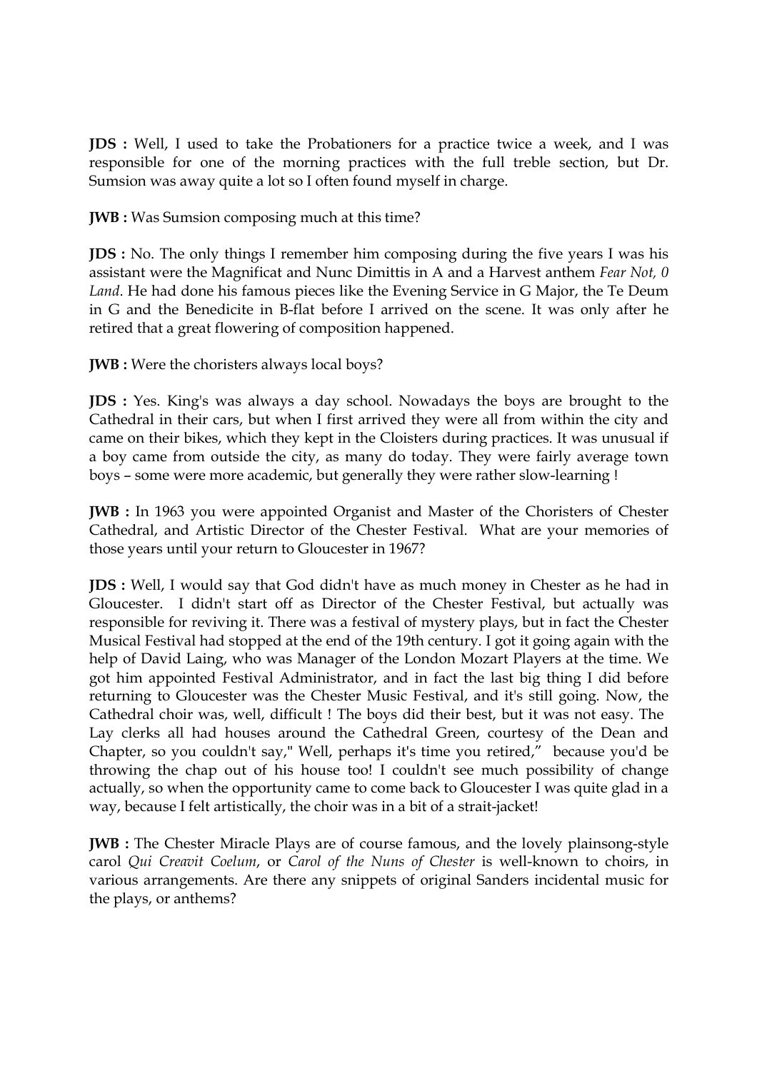**JDS :** Well, I used to take the Probationers for a practice twice a week, and I was responsible for one of the morning practices with the full treble section, but Dr. Sumsion was away quite a lot so I often found myself in charge.

**JWB :** Was Sumsion composing much at this time?

**JDS :** No. The only things I remember him composing during the five years I was his assistant were the Magnificat and Nunc Dimittis in A and a Harvest anthem *Fear Not, 0 Land*. He had done his famous pieces like the Evening Service in G Major, the Te Deum in G and the Benedicite in B-flat before I arrived on the scene. It was only after he retired that a great flowering of composition happened.

**JWB :** Were the choristers always local boys?

**JDS :** Yes. King's was always a day school. Nowadays the boys are brought to the Cathedral in their cars, but when I first arrived they were all from within the city and came on their bikes, which they kept in the Cloisters during practices. It was unusual if a boy came from outside the city, as many do today. They were fairly average town boys – some were more academic, but generally they were rather slow-learning !

**JWB :** In 1963 you were appointed Organist and Master of the Choristers of Chester Cathedral, and Artistic Director of the Chester Festival. What are your memories of those years until your return to Gloucester in 1967?

**JDS :** Well, I would say that God didn't have as much money in Chester as he had in Gloucester. I didn't start off as Director of the Chester Festival, but actually was responsible for reviving it. There was a festival of mystery plays, but in fact the Chester Musical Festival had stopped at the end of the 19th century. I got it going again with the help of David Laing, who was Manager of the London Mozart Players at the time. We got him appointed Festival Administrator, and in fact the last big thing I did before returning to Gloucester was the Chester Music Festival, and it's still going. Now, the Cathedral choir was, well, difficult ! The boys did their best, but it was not easy. The Lay clerks all had houses around the Cathedral Green, courtesy of the Dean and Chapter, so you couldn't say," Well, perhaps it's time you retired," because you'd be throwing the chap out of his house too! I couldn't see much possibility of change actually, so when the opportunity came to come back to Gloucester I was quite glad in a way, because I felt artistically, the choir was in a bit of a strait-jacket!

**JWB :** The Chester Miracle Plays are of course famous, and the lovely plainsong-style carol *Qui Creavit Coelum*, or *Carol of the Nuns of Chester* is well-known to choirs, in various arrangements. Are there any snippets of original Sanders incidental music for the plays, or anthems?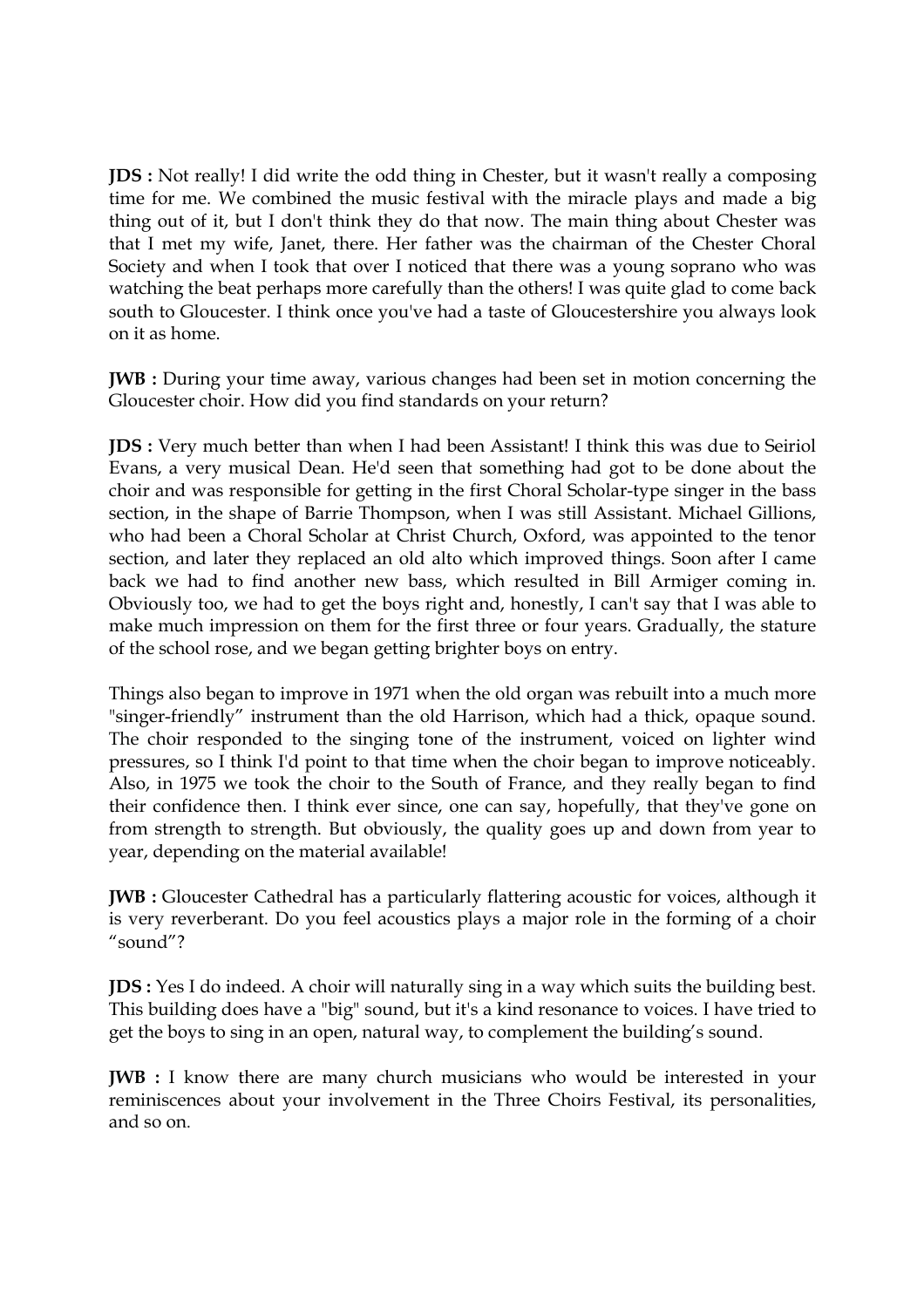**JDS :** Not really! I did write the odd thing in Chester, but it wasn't really a composing time for me. We combined the music festival with the miracle plays and made a big thing out of it, but I don't think they do that now. The main thing about Chester was that I met my wife, Janet, there. Her father was the chairman of the Chester Choral Society and when I took that over I noticed that there was a young soprano who was watching the beat perhaps more carefully than the others! I was quite glad to come back south to Gloucester. I think once you've had a taste of Gloucestershire you always look on it as home.

**JWB :** During your time away, various changes had been set in motion concerning the Gloucester choir. How did you find standards on your return?

**JDS :** Very much better than when I had been Assistant! I think this was due to Seiriol Evans, a very musical Dean. He'd seen that something had got to be done about the choir and was responsible for getting in the first Choral Scholar-type singer in the bass section, in the shape of Barrie Thompson, when I was still Assistant. Michael Gillions, who had been a Choral Scholar at Christ Church, Oxford, was appointed to the tenor section, and later they replaced an old alto which improved things. Soon after I came back we had to find another new bass, which resulted in Bill Armiger coming in. Obviously too, we had to get the boys right and, honestly, I can't say that I was able to make much impression on them for the first three or four years. Gradually, the stature of the school rose, and we began getting brighter boys on entry.

Things also began to improve in 1971 when the old organ was rebuilt into a much more "singer-friendly" instrument than the old Harrison, which had a thick, opaque sound. The choir responded to the singing tone of the instrument, voiced on lighter wind pressures, so I think I'd point to that time when the choir began to improve noticeably. Also, in 1975 we took the choir to the South of France, and they really began to find their confidence then. I think ever since, one can say, hopefully, that they've gone on from strength to strength. But obviously, the quality goes up and down from year to year, depending on the material available!

**JWB :** Gloucester Cathedral has a particularly flattering acoustic for voices, although it is very reverberant. Do you feel acoustics plays a major role in the forming of a choir "sound"?

**JDS :** Yes I do indeed. A choir will naturally sing in a way which suits the building best. This building does have a "big" sound, but it's a kind resonance to voices. I have tried to get the boys to sing in an open, natural way, to complement the building's sound.

**JWB :** I know there are many church musicians who would be interested in your reminiscences about your involvement in the Three Choirs Festival, its personalities, and so on.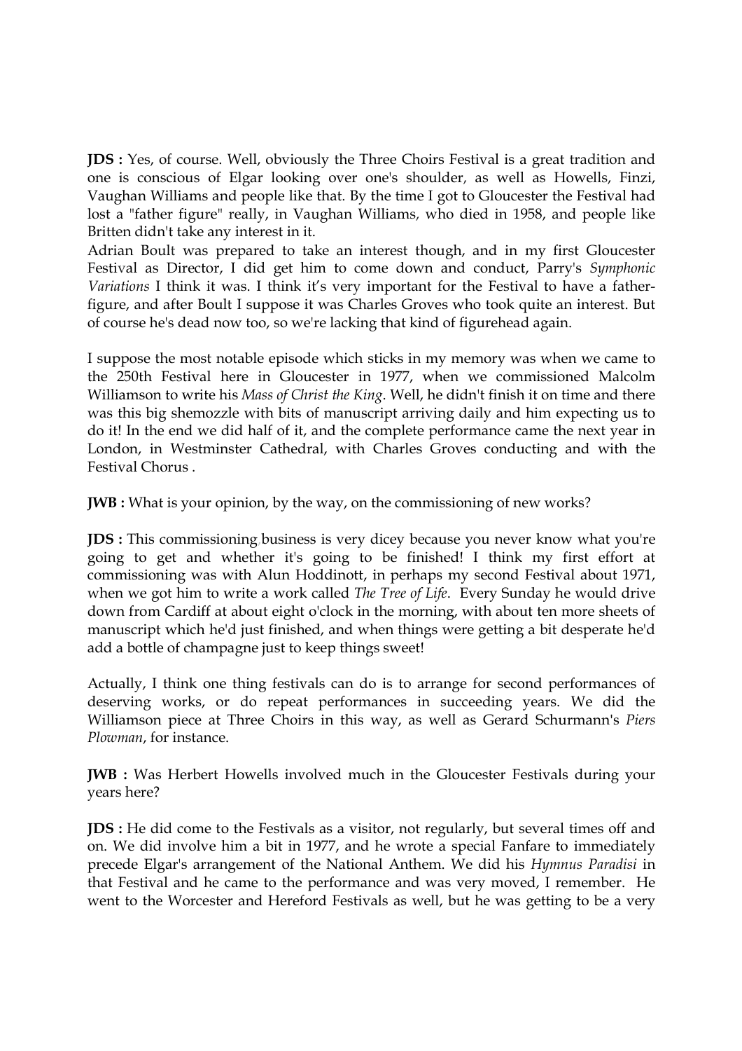**JDS :** Yes, of course. Well, obviously the Three Choirs Festival is a great tradition and one is conscious of Elgar looking over one's shoulder, as well as Howells, Finzi, Vaughan Williams and people like that. By the time I got to Gloucester the Festival had lost a "father figure" really, in Vaughan Williams, who died in 1958, and people like Britten didn't take any interest in it.
Adrian Boult was prepared to take an interest though, and in my first Gloucester Festival as Director, I did get him to come down and conduct, Parry's *Symphonic Variations* I think it was. I think it's very important for the Festival to have a father-figure, and after Boult I suppose it was Charles Groves who took quite an interest. But of course he's dead now too, so we're lacking that kind of figurehead again.

I suppose the most notable episode which sticks in my memory was when we came to the 250th Festival here in Gloucester in 1977, when we commissioned Malcolm Williamson to write his *Mass of Christ the King*. Well, he didn't finish it on time and there was this big shemozzle with bits of manuscript arriving daily and him expecting us to do it! In the end we did half of it, and the complete performance came the next year in London, in Westminster Cathedral, with Charles Groves conducting and with the Festival Chorus .

**JWB :** What is your opinion, by the way, on the commissioning of new works?

**JDS :** This commissioning business is very dicey because you never know what you're going to get and whether it's going to be finished! I think my first effort at commissioning was with Alun Hoddinott, in perhaps my second Festival about 1971, when we got him to write a work called *The Tree of Life*. Every Sunday he would drive down from Cardiff at about eight o'clock in the morning, with about ten more sheets of manuscript which he'd just finished, and when things were getting a bit desperate he'd add a bottle of champagne just to keep things sweet!

Actually, I think one thing festivals can do is to arrange for second performances of deserving works, or do repeat performances in succeeding years. We did the Williamson piece at Three Choirs in this way, as well as Gerard Schurmann's *Piers Plowman*, for instance.

**JWB :** Was Herbert Howells involved much in the Gloucester Festivals during your years here?

**JDS :** He did come to the Festivals as a visitor, not regularly, but several times off and on. We did involve him a bit in 1977, and he wrote a special Fanfare to immediately precede Elgar's arrangement of the National Anthem. We did his *Hymnus Paradisi* in that Festival and he came to the performance and was very moved, I remember. He went to the Worcester and Hereford Festivals as well, but he was getting to be a very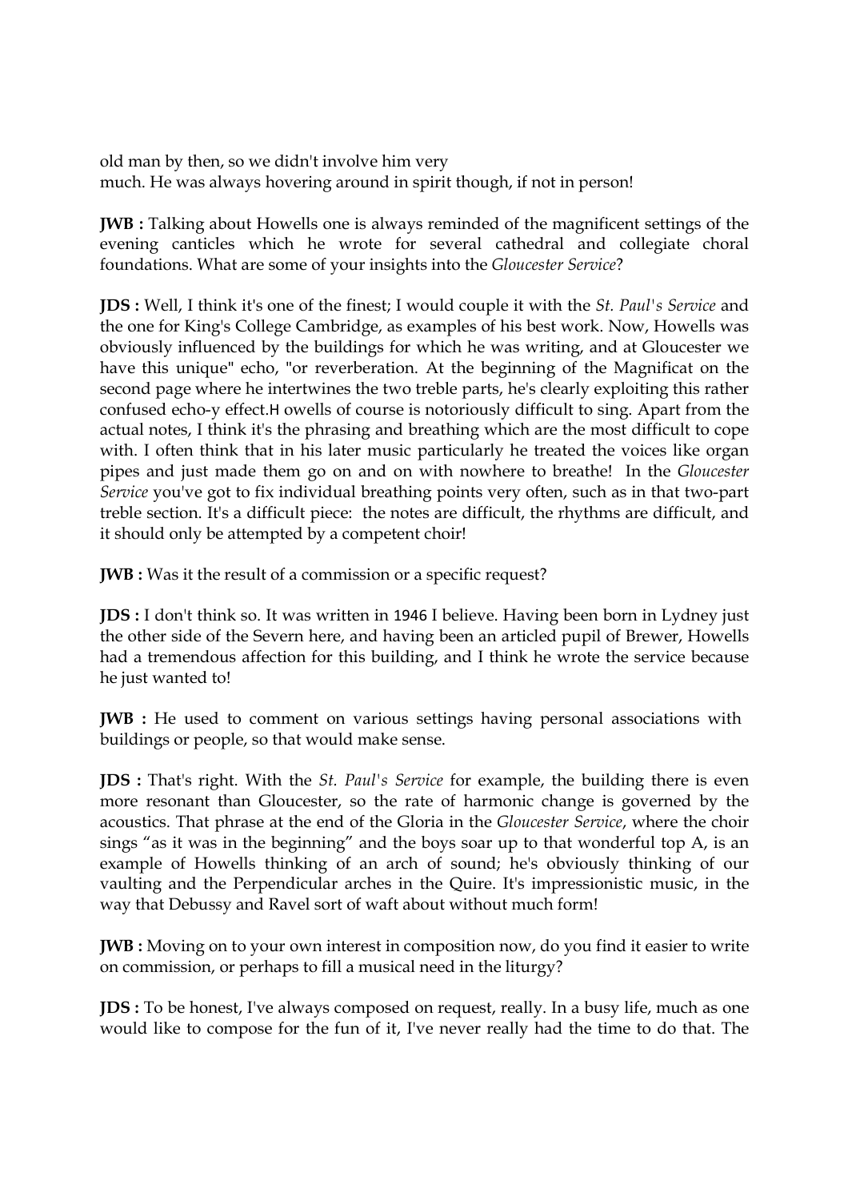old man by then, so we didn't involve him very much. He was always hovering around in spirit though, if not in person!

**JWB :** Talking about Howells one is always reminded of the magnificent settings of the evening canticles which he wrote for several cathedral and collegiate choral foundations. What are some of your insights into the *Gloucester Service*?

**JDS :** Well, I think it's one of the finest; I would couple it with the *St. Paul's Service* and the one for King's College Cambridge, as examples of his best work. Now, Howells was obviously influenced by the buildings for which he was writing, and at Gloucester we have this unique" echo, "or reverberation. At the beginning of the Magnificat on the second page where he intertwines the two treble parts, he's clearly exploiting this rather confused echo-y effect.H owells of course is notoriously difficult to sing. Apart from the actual notes, I think it's the phrasing and breathing which are the most difficult to cope with. I often think that in his later music particularly he treated the voices like organ pipes and just made them go on and on with nowhere to breathe! In the *Gloucester Service* you've got to fix individual breathing points very often, such as in that two-part treble section. It's a difficult piece: the notes are difficult, the rhythms are difficult, and it should only be attempted by a competent choir!

**JWB :** Was it the result of a commission or a specific request?

**JDS :** I don't think so. It was written in 1946 I believe. Having been born in Lydney just the other side of the Severn here, and having been an articled pupil of Brewer, Howells had a tremendous affection for this building, and I think he wrote the service because he just wanted to!

**JWB :** He used to comment on various settings having personal associations with buildings or people, so that would make sense.

**JDS :** That's right. With the *St. Paul's Service* for example, the building there is even more resonant than Gloucester, so the rate of harmonic change is governed by the acoustics. That phrase at the end of the Gloria in the *Gloucester Service*, where the choir sings "as it was in the beginning" and the boys soar up to that wonderful top A, is an example of Howells thinking of an arch of sound; he's obviously thinking of our vaulting and the Perpendicular arches in the Quire. It's impressionistic music, in the way that Debussy and Ravel sort of waft about without much form!

**JWB :** Moving on to your own interest in composition now, do you find it easier to write on commission, or perhaps to fill a musical need in the liturgy?

**JDS :** To be honest, I've always composed on request, really. In a busy life, much as one would like to compose for the fun of it, I've never really had the time to do that. The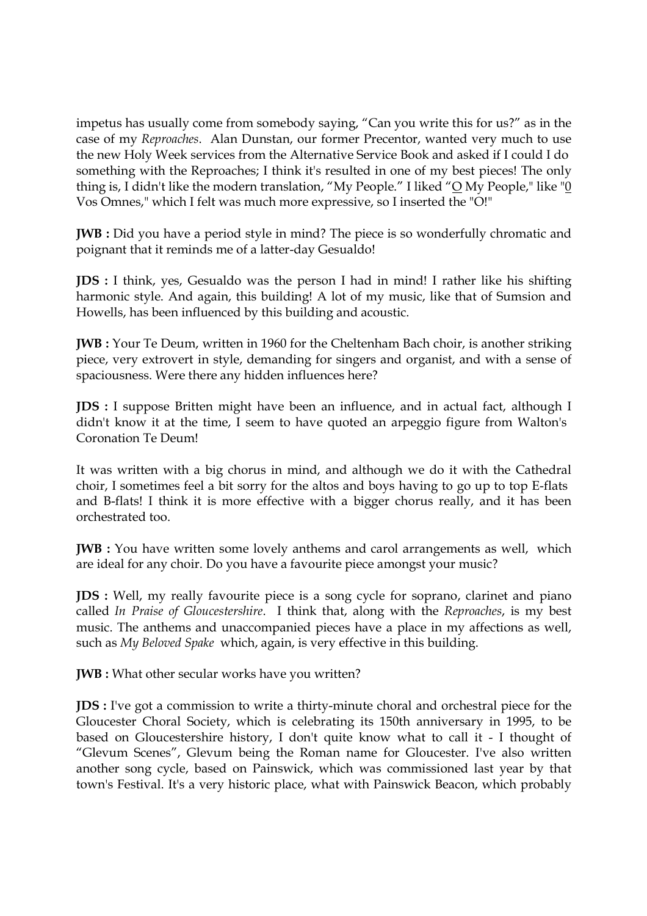impetus has usually come from somebody saying, "Can you write this for us?" as in the case of my *Reproaches*. Alan Dunstan, our former Precentor, wanted very much to use the new Holy Week services from the Alternative Service Book and asked if I could I do something with the Reproaches; I think it's resulted in one of my best pieces! The only thing is, I didn't like the modern translation, "My People." I liked "<u>O</u> My People," like "<u>0</u> Vos Omnes," which I felt was much more expressive, so I inserted the "O!"

**JWB :** Did you have a period style in mind? The piece is so wonderfully chromatic and poignant that it reminds me of a latter-day Gesualdo!

**JDS :** I think, yes, Gesualdo was the person I had in mind! I rather like his shifting harmonic style. And again, this building! A lot of my music, like that of Sumsion and Howells, has been influenced by this building and acoustic.

**JWB :** Your Te Deum, written in 1960 for the Cheltenham Bach choir, is another striking piece, very extrovert in style, demanding for singers and organist, and with a sense of spaciousness. Were there any hidden influences here?

**JDS :** I suppose Britten might have been an influence, and in actual fact, although I didn't know it at the time, I seem to have quoted an arpeggio figure from Walton's Coronation Te Deum!

It was written with a big chorus in mind, and although we do it with the Cathedral choir, I sometimes feel a bit sorry for the altos and boys having to go up to top E-flats and B-flats! I think it is more effective with a bigger chorus really, and it has been orchestrated too.

**JWB :** You have written some lovely anthems and carol arrangements as well, which are ideal for any choir. Do you have a favourite piece amongst your music?

**JDS :** Well, my really favourite piece is a song cycle for soprano, clarinet and piano called *In Praise of Gloucestershire*. I think that, along with the *Reproaches*, is my best music. The anthems and unaccompanied pieces have a place in my affections as well, such as *My Beloved Spake* which, again, is very effective in this building.

**JWB :** What other secular works have you written?

**JDS :** I've got a commission to write a thirty-minute choral and orchestral piece for the Gloucester Choral Society, which is celebrating its 150th anniversary in 1995, to be based on Gloucestershire history, I don't quite know what to call it - I thought of "Glevum Scenes", Glevum being the Roman name for Gloucester. I've also written another song cycle, based on Painswick, which was commissioned last year by that town's Festival. It's a very historic place, what with Painswick Beacon, which probably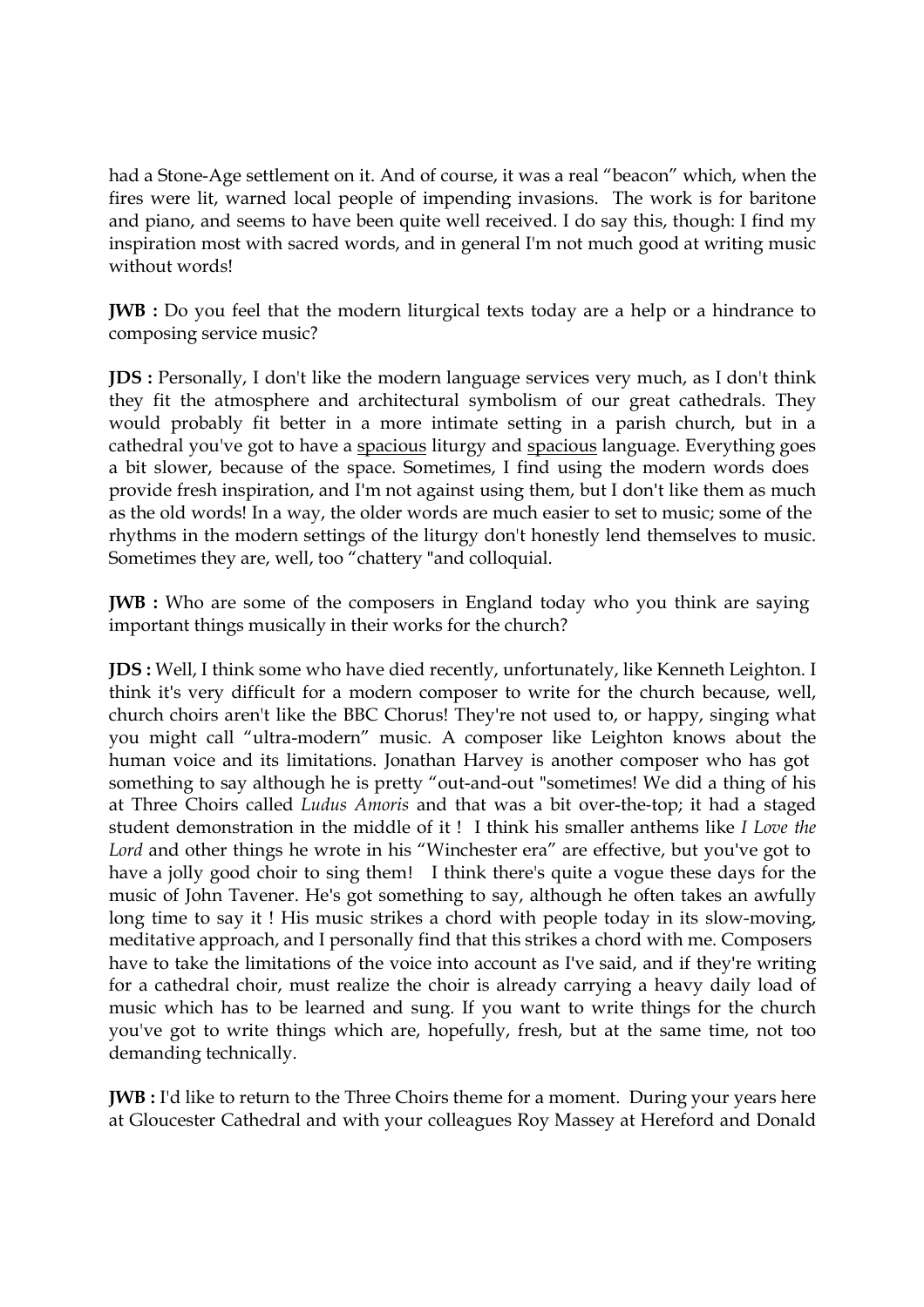had a Stone-Age settlement on it. And of course, it was a real "beacon" which, when the fires were lit, warned local people of impending invasions. The work is for baritone and piano, and seems to have been quite well received. I do say this, though: I find my inspiration most with sacred words, and in general I'm not much good at writing music without words!

**JWB :** Do you feel that the modern liturgical texts today are a help or a hindrance to composing service music?

**JDS :** Personally, I don't like the modern language services very much, as I don't think they fit the atmosphere and architectural symbolism of our great cathedrals. They would probably fit better in a more intimate setting in a parish church, but in a cathedral you've got to have a <u>spacious</u> liturgy and <u>spacious</u> language. Everything goes a bit slower, because of the space. Sometimes, I find using the modern words does provide fresh inspiration, and I'm not against using them, but I don't like them as much as the old words! In a way, the older words are much easier to set to music; some of the rhythms in the modern settings of the liturgy don't honestly lend themselves to music. Sometimes they are, well, too "chattery "and colloquial.

**JWB :** Who are some of the composers in England today who you think are saying important things musically in their works for the church?

**JDS :** Well, I think some who have died recently, unfortunately, like Kenneth Leighton. I think it's very difficult for a modern composer to write for the church because, well, church choirs aren't like the BBC Chorus! They're not used to, or happy, singing what you might call "ultra-modern" music. A composer like Leighton knows about the human voice and its limitations. Jonathan Harvey is another composer who has got something to say although he is pretty "out-and-out "sometimes! We did a thing of his at Three Choirs called *Ludus Amoris* and that was a bit over-the-top; it had a staged student demonstration in the middle of it ! I think his smaller anthems like *I Love the Lord* and other things he wrote in his "Winchester era" are effective, but you've got to have a jolly good choir to sing them! I think there's quite a vogue these days for the music of John Tavener. He's got something to say, although he often takes an awfully long time to say it ! His music strikes a chord with people today in its slow-moving, meditative approach, and I personally find that this strikes a chord with me. Composers have to take the limitations of the voice into account as I've said, and if they're writing for a cathedral choir, must realize the choir is already carrying a heavy daily load of music which has to be learned and sung. If you want to write things for the church you've got to write things which are, hopefully, fresh, but at the same time, not too demanding technically.

**JWB :** I'd like to return to the Three Choirs theme for a moment. During your years here at Gloucester Cathedral and with your colleagues Roy Massey at Hereford and Donald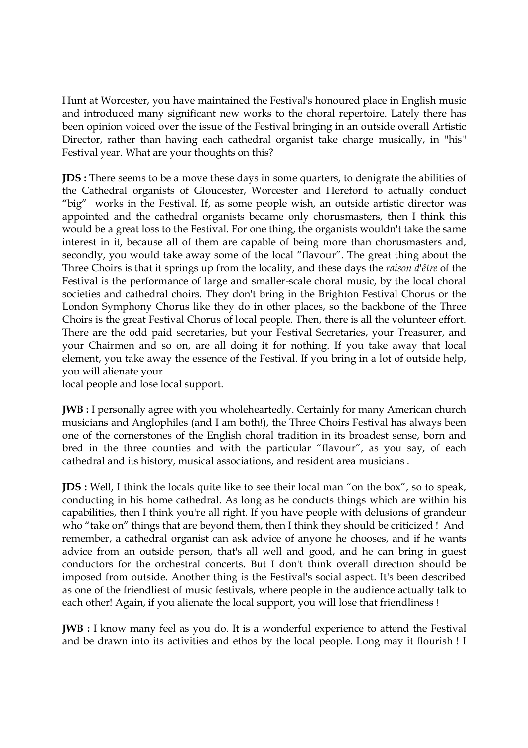Hunt at Worcester, you have maintained the Festival's honoured place in English music and introduced many significant new works to the choral repertoire. Lately there has been opinion voiced over the issue of the Festival bringing in an outside overall Artistic Director, rather than having each cathedral organist take charge musically, in "his" Festival year. What are your thoughts on this?

**JDS :** There seems to be a move these days in some quarters, to denigrate the abilities of the Cathedral organists of Gloucester, Worcester and Hereford to actually conduct "big" works in the Festival. If, as some people wish, an outside artistic director was appointed and the cathedral organists became only chorusmasters, then I think this would be a great loss to the Festival. For one thing, the organists wouldn't take the same interest in it, because all of them are capable of being more than chorusmasters and, secondly, you would take away some of the local "flavour". The great thing about the Three Choirs is that it springs up from the locality, and these days the *raison d'être* of the Festival is the performance of large and smaller-scale choral music, by the local choral societies and cathedral choirs. They don't bring in the Brighton Festival Chorus or the London Symphony Chorus like they do in other places, so the backbone of the Three Choirs is the great Festival Chorus of local people. Then, there is all the volunteer effort. There are the odd paid secretaries, but your Festival Secretaries, your Treasurer, and your Chairmen and so on, are all doing it for nothing. If you take away that local element, you take away the essence of the Festival. If you bring in a lot of outside help, you will alienate your local people and lose local support.

**JWB :** I personally agree with you wholeheartedly. Certainly for many American church musicians and Anglophiles (and I am both!), the Three Choirs Festival has always been one of the cornerstones of the English choral tradition in its broadest sense, born and bred in the three counties and with the particular "flavour", as you say, of each cathedral and its history, musical associations, and resident area musicians .

**JDS :** Well, I think the locals quite like to see their local man "on the box", so to speak, conducting in his home cathedral. As long as he conducts things which are within his capabilities, then I think you're all right. If you have people with delusions of grandeur who "take on" things that are beyond them, then I think they should be criticized ! And remember, a cathedral organist can ask advice of anyone he chooses, and if he wants advice from an outside person, that's all well and good, and he can bring in guest conductors for the orchestral concerts. But I don't think overall direction should be imposed from outside. Another thing is the Festival's social aspect. It's been described as one of the friendliest of music festivals, where people in the audience actually talk to each other! Again, if you alienate the local support, you will lose that friendliness !

**JWB :** I know many feel as you do. It is a wonderful experience to attend the Festival and be drawn into its activities and ethos by the local people. Long may it flourish ! I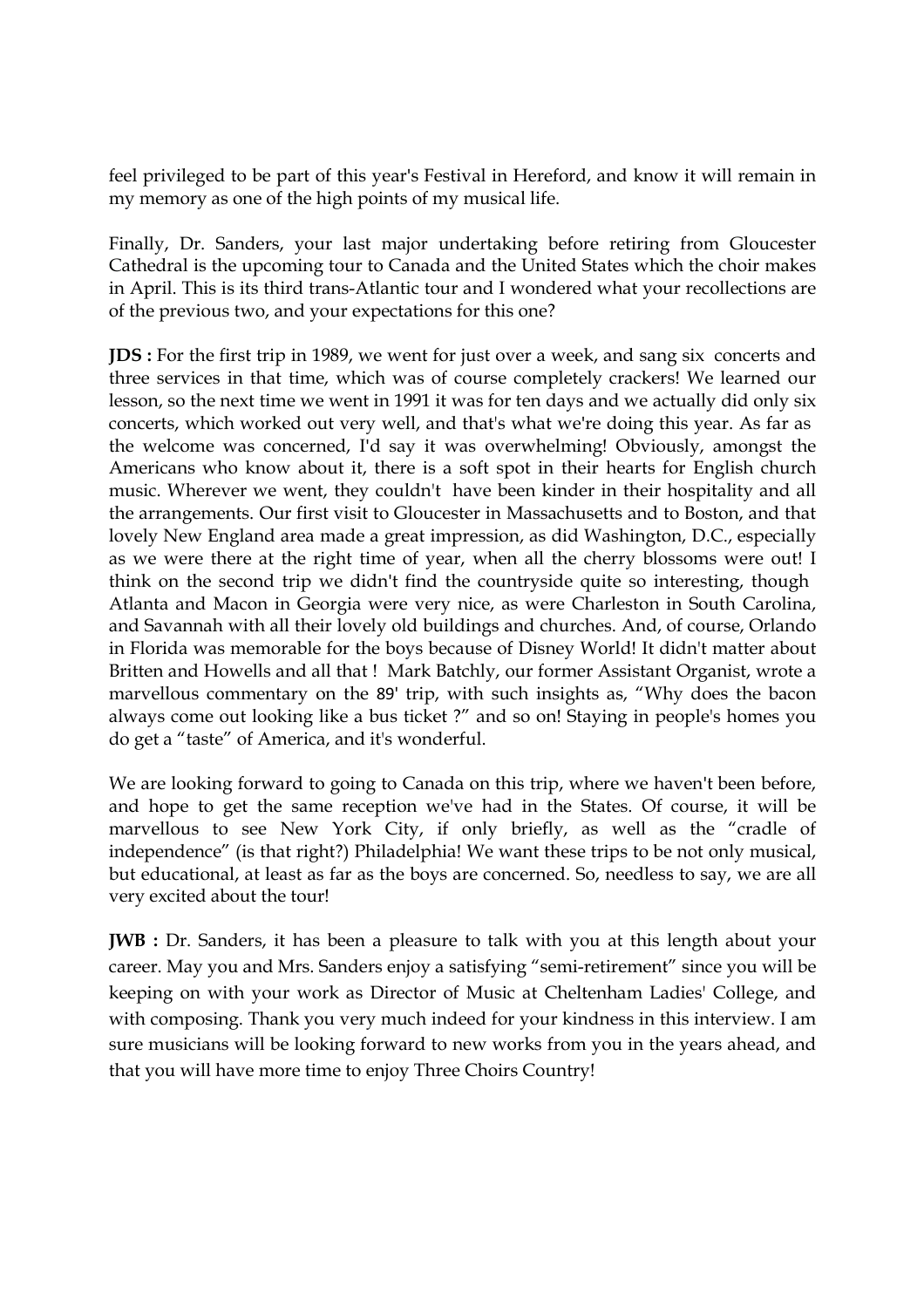feel privileged to be part of this year's Festival in Hereford, and know it will remain in my memory as one of the high points of my musical life.

Finally, Dr. Sanders, your last major undertaking before retiring from Gloucester Cathedral is the upcoming tour to Canada and the United States which the choir makes in April. This is its third trans-Atlantic tour and I wondered what your recollections are of the previous two, and your expectations for this one?

**JDS :** For the first trip in 1989, we went for just over a week, and sang six concerts and three services in that time, which was of course completely crackers! We learned our lesson, so the next time we went in 1991 it was for ten days and we actually did only six concerts, which worked out very well, and that's what we're doing this year. As far as the welcome was concerned, I'd say it was overwhelming! Obviously, amongst the Americans who know about it, there is a soft spot in their hearts for English church music. Wherever we went, they couldn't have been kinder in their hospitality and all the arrangements. Our first visit to Gloucester in Massachusetts and to Boston, and that lovely New England area made a great impression, as did Washington, D.C., especially as we were there at the right time of year, when all the cherry blossoms were out! I think on the second trip we didn't find the countryside quite so interesting, though Atlanta and Macon in Georgia were very nice, as were Charleston in South Carolina, and Savannah with all their lovely old buildings and churches. And, of course, Orlando in Florida was memorable for the boys because of Disney World! It didn't matter about Britten and Howells and all that ! Mark Batchly, our former Assistant Organist, wrote a marvellous commentary on the 89' trip, with such insights as, "Why does the bacon always come out looking like a bus ticket ?" and so on! Staying in people's homes you do get a "taste" of America, and it's wonderful.

We are looking forward to going to Canada on this trip, where we haven't been before, and hope to get the same reception we've had in the States. Of course, it will be marvellous to see New York City, if only briefly, as well as the "cradle of independence" (is that right?) Philadelphia! We want these trips to be not only musical, but educational, at least as far as the boys are concerned. So, needless to say, we are all very excited about the tour!

**JWB :** Dr. Sanders, it has been a pleasure to talk with you at this length about your career. May you and Mrs. Sanders enjoy a satisfying "semi-retirement" since you will be keeping on with your work as Director of Music at Cheltenham Ladies' College, and with composing. Thank you very much indeed for your kindness in this interview. I am sure musicians will be looking forward to new works from you in the years ahead, and that you will have more time to enjoy Three Choirs Country!